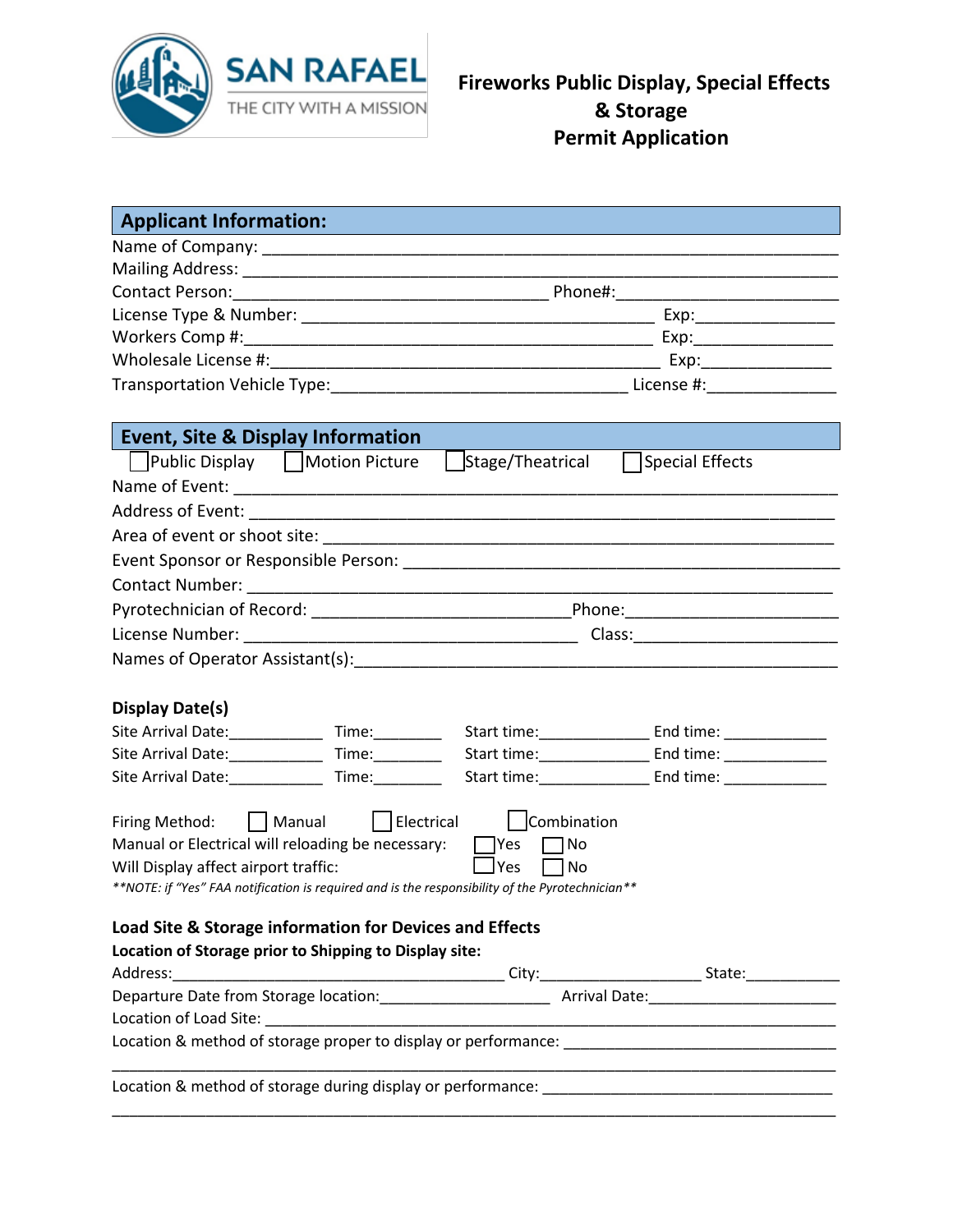SAN RAFAEL
THE CITY WITH A MISSION

# Fireworks Public Display, Special Effects & Storage Permit Application

## Applicant Information:

Name of Company: ______________________________________________________________

Mailing Address: ______________________________________________________________

Contact Person:__________________________________ Phone#:________________________

License Type & Number: ______________________________________ Exp:______________

Workers Comp #:___________________________________________ Exp:______________

Wholesale License #:_________________________________________ Exp:_____________

Transportation Vehicle Type:________________________________ License #:_____________

## Event, Site & Display Information

☐ Public Display ☐ Motion Picture ☐ Stage/Theatrical ☐ Special Effects

Name of Event: ______________________________________________________________

Address of Event: _____________________________________________________________

Area of event or shoot site: ____________________________________________________

Event Sponsor or Responsible Person: _____________________________________________

Contact Number: _____________________________________________________________

Pyrotechnician of Record: ___________________________Phone:______________________

License Number: ____________________________________ Class:_____________________

Names of Operator Assistant(s):_________________________________________________

### Display Date(s)

Site Arrival Date:___________ Time:________ Start time:_____________ End time: ____________

Site Arrival Date:___________ Time:________ Start time:_____________ End time: ____________

Site Arrival Date:___________ Time:________ Start time:_____________ End time: ____________

Firing Method: ☐ Manual ☐ Electrical ☐ Combination

Manual or Electrical will reloading be necessary: ☐ Yes ☐ No

Will Display affect airport traffic: ☐ Yes ☐ No

*\*\*NOTE: if "Yes" FAA notification is required and is the responsibility of the Pyrotechnician\*\**

### Load Site & Storage information for Devices and Effects

**Location of Storage prior to Shipping to Display site:**

Address:_______________________________________ City:___________________ State:__________

Departure Date from Storage location:____________________ Arrival Date:_____________________

Location of Load Site: ________________________________________________________________

Location & method of storage proper to display or performance: ______________________________

_______________________________________________________________________________

Location & method of storage during display or performance: ________________________________

_______________________________________________________________________________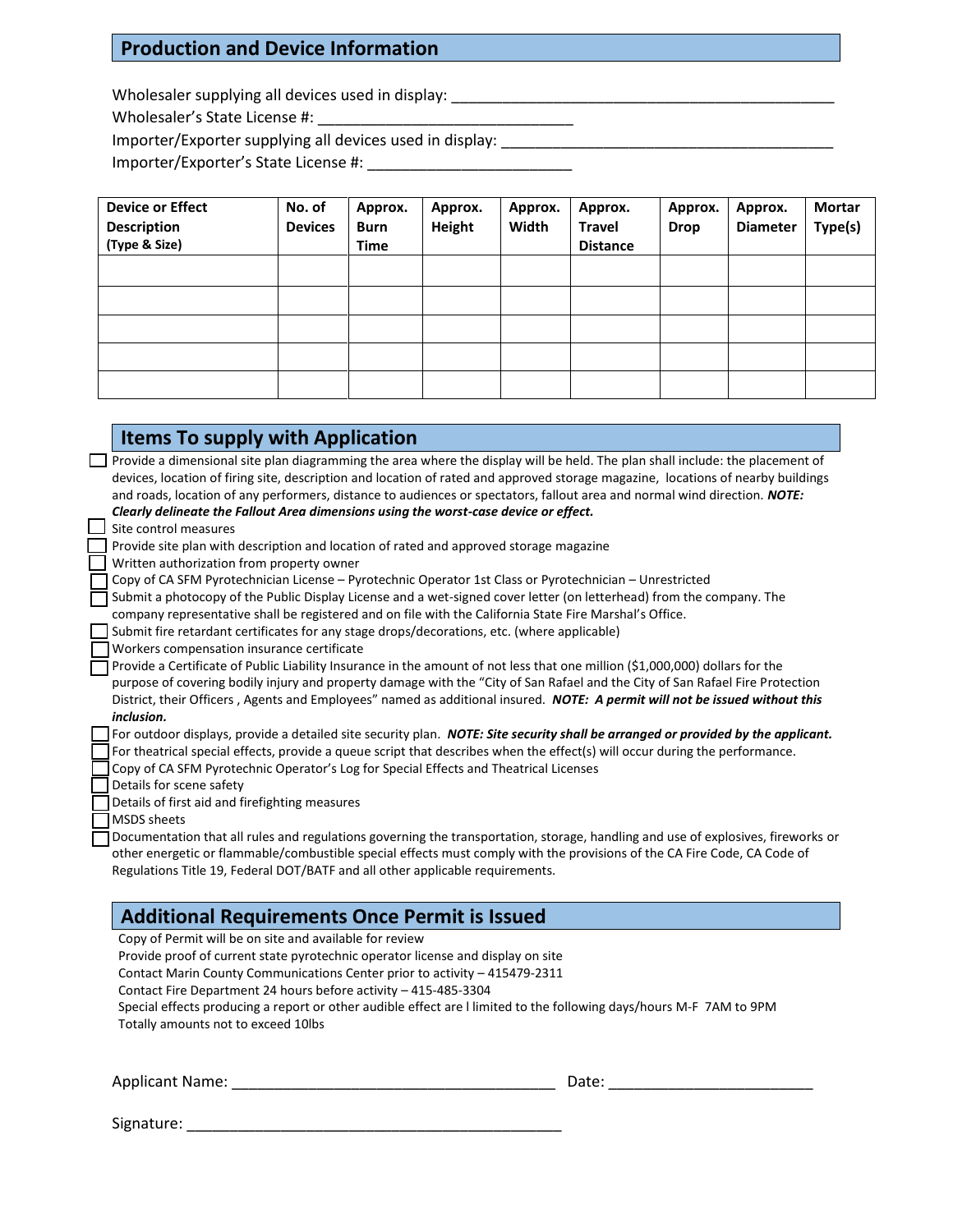## Production and Device Information

Wholesaler supplying all devices used in display: ___________________________________________

Wholesaler's State License #: _____________________________

Importer/Exporter supplying all devices used in display: _____________________________________

Importer/Exporter's State License #: _______________________

| Device or Effect Description (Type & Size) | No. of Devices | Approx. Burn Time | Approx. Height | Approx. Width | Approx. Travel Distance | Approx. Drop | Approx. Diameter | Mortar Type(s) |
|---|---|---|---|---|---|---|---|---|
| | | | | | | | | |
| | | | | | | | | |
| | | | | | | | | |
| | | | | | | | | |
| | | | | | | | | |

## Items To supply with Application

- ☐ Provide a dimensional site plan diagramming the area where the display will be held. The plan shall include: the placement of devices, location of firing site, description and location of rated and approved storage magazine, locations of nearby buildings and roads, location of any performers, distance to audiences or spectators, fallout area and normal wind direction. ***NOTE: Clearly delineate the Fallout Area dimensions using the worst-case device or effect.***
- ☐ Site control measures
- ☐ Provide site plan with description and location of rated and approved storage magazine
- ☐ Written authorization from property owner
- ☐ Copy of CA SFM Pyrotechnician License – Pyrotechnic Operator 1st Class or Pyrotechnician – Unrestricted
- ☐ Submit a photocopy of the Public Display License and a wet-signed cover letter (on letterhead) from the company. The company representative shall be registered and on file with the California State Fire Marshal's Office.
- ☐ Submit fire retardant certificates for any stage drops/decorations, etc. (where applicable)
- ☐ Workers compensation insurance certificate
- ☐ Provide a Certificate of Public Liability Insurance in the amount of not less that one million ($1,000,000) dollars for the purpose of covering bodily injury and property damage with the "City of San Rafael and the City of San Rafael Fire Protection District, their Officers , Agents and Employees" named as additional insured. ***NOTE: A permit will not be issued without this inclusion.***
- ☐ For outdoor displays, provide a detailed site security plan. ***NOTE: Site security shall be arranged or provided by the applicant.***
- ☐ For theatrical special effects, provide a queue script that describes when the effect(s) will occur during the performance.
- ☐ Copy of CA SFM Pyrotechnic Operator's Log for Special Effects and Theatrical Licenses
- ☐ Details for scene safety
- ☐ Details of first aid and firefighting measures
- ☐ MSDS sheets
- ☐ Documentation that all rules and regulations governing the transportation, storage, handling and use of explosives, fireworks or other energetic or flammable/combustible special effects must comply with the provisions of the CA Fire Code, CA Code of Regulations Title 19, Federal DOT/BATF and all other applicable requirements.

## Additional Requirements Once Permit is Issued

Copy of Permit will be on site and available for review
Provide proof of current state pyrotechnic operator license and display on site
Contact Marin County Communications Center prior to activity – 415479-2311
Contact Fire Department 24 hours before activity – 415-485-3304
Special effects producing a report or other audible effect are l limited to the following days/hours M-F 7AM to 9PM
Totally amounts not to exceed 10lbs

Applicant Name: ____________________________________ Date: _______________________

Signature: __________________________________________